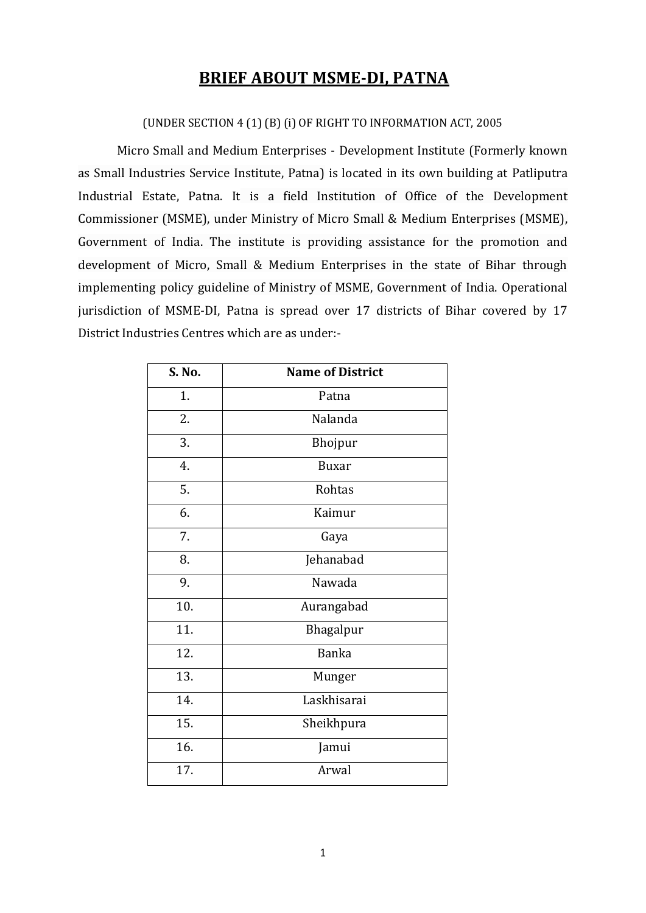# BRIEF ABOUT MSME-DI, PATNA

(UNDER SECTION 4 (1) (B) (i) OF RIGHT TO INFORMATION ACT, 2005

Micro Small and Medium Enterprises - Development Institute (Formerly known as Small Industries Service Institute, Patna) is located in its own building at Patliputra Industrial Estate, Patna. It is a field Institution of Office of the Development Commissioner (MSME), under Ministry of Micro Small & Medium Enterprises (MSME), Government of India. The institute is providing assistance for the promotion and development of Micro, Small & Medium Enterprises in the state of Bihar through implementing policy guideline of Ministry of MSME, Government of India. Operational jurisdiction of MSME-DI, Patna is spread over 17 districts of Bihar covered by 17 District Industries Centres which are as under:-

| S. No. | Name of District |
|---|---|
| 1. | Patna |
| 2. | Nalanda |
| 3. | Bhojpur |
| 4. | Buxar |
| 5. | Rohtas |
| 6. | Kaimur |
| 7. | Gaya |
| 8. | Jehanabad |
| 9. | Nawada |
| 10. | Aurangabad |
| 11. | Bhagalpur |
| 12. | Banka |
| 13. | Munger |
| 14. | Laskhisarai |
| 15. | Sheikhpura |
| 16. | Jamui |
| 17. | Arwal |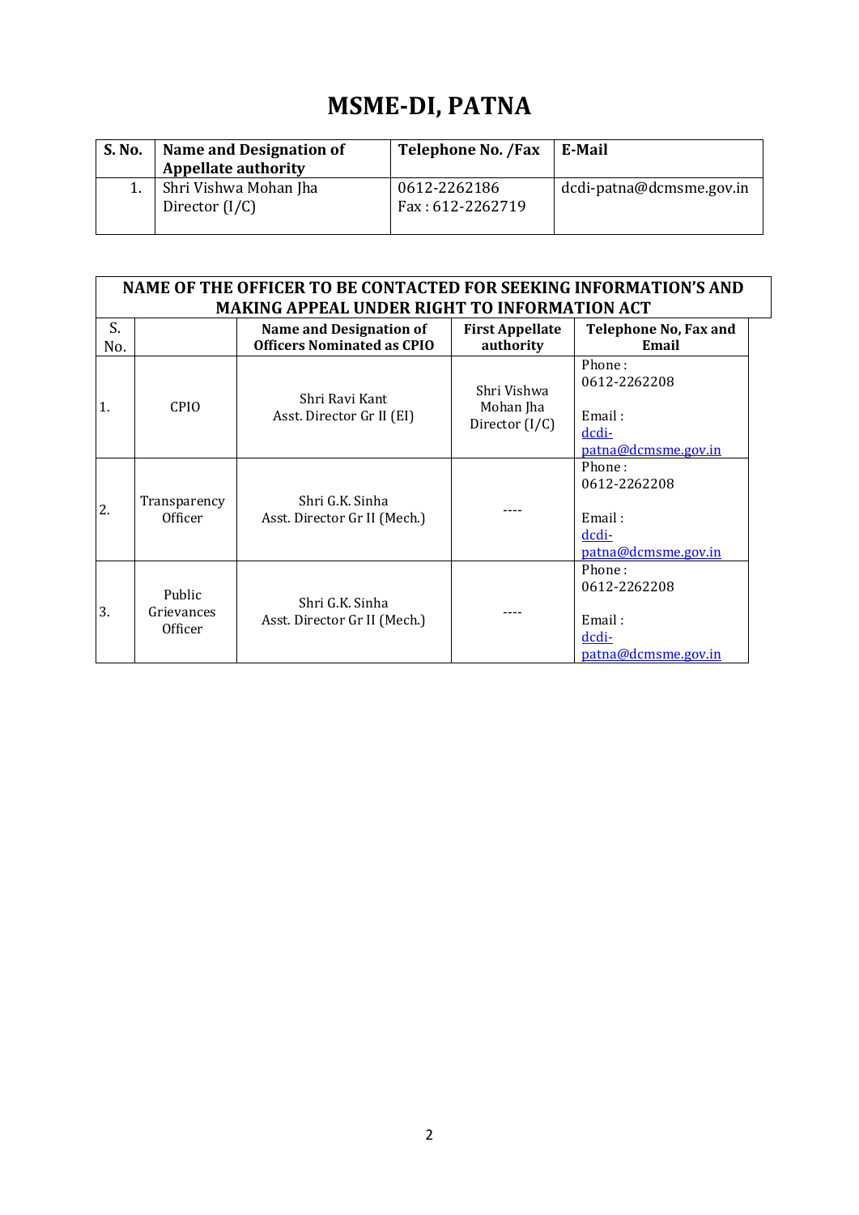# MSME-DI, PATNA

| S. No. | Name and Designation of Appellate authority | Telephone No. /Fax | E-Mail |
|---|---|---|---|
| 1. | Shri Vishwa Mohan Jha<br>Director (I/C) | 0612-2262186<br>Fax : 612-2262719 | dcdi-patna@dcmsme.gov.in |

| NAME OF THE OFFICER TO BE CONTACTED FOR SEEKING INFORMATION'S AND MAKING APPEAL UNDER RIGHT TO INFORMATION ACT | | | | |
|---|---|---|---|---|
| **S. No.** | | **Name and Designation of Officers Nominated as CPIO** | **First Appellate authority** | **Telephone No, Fax and Email** |
| 1. | CPIO | Shri Ravi Kant<br>Asst. Director Gr II (EI) | Shri Vishwa Mohan Jha<br>Director (I/C) | Phone : 0612-2262208<br><br>Email : dcdi-patna@dcmsme.gov.in |
| 2. | Transparency Officer | Shri G.K. Sinha<br>Asst. Director Gr II (Mech.) | ---- | Phone : 0612-2262208<br><br>Email : dcdi-patna@dcmsme.gov.in |
| 3. | Public Grievances Officer | Shri G.K. Sinha<br>Asst. Director Gr II (Mech.) | ---- | Phone : 0612-2262208<br><br>Email : dcdi-patna@dcmsme.gov.in |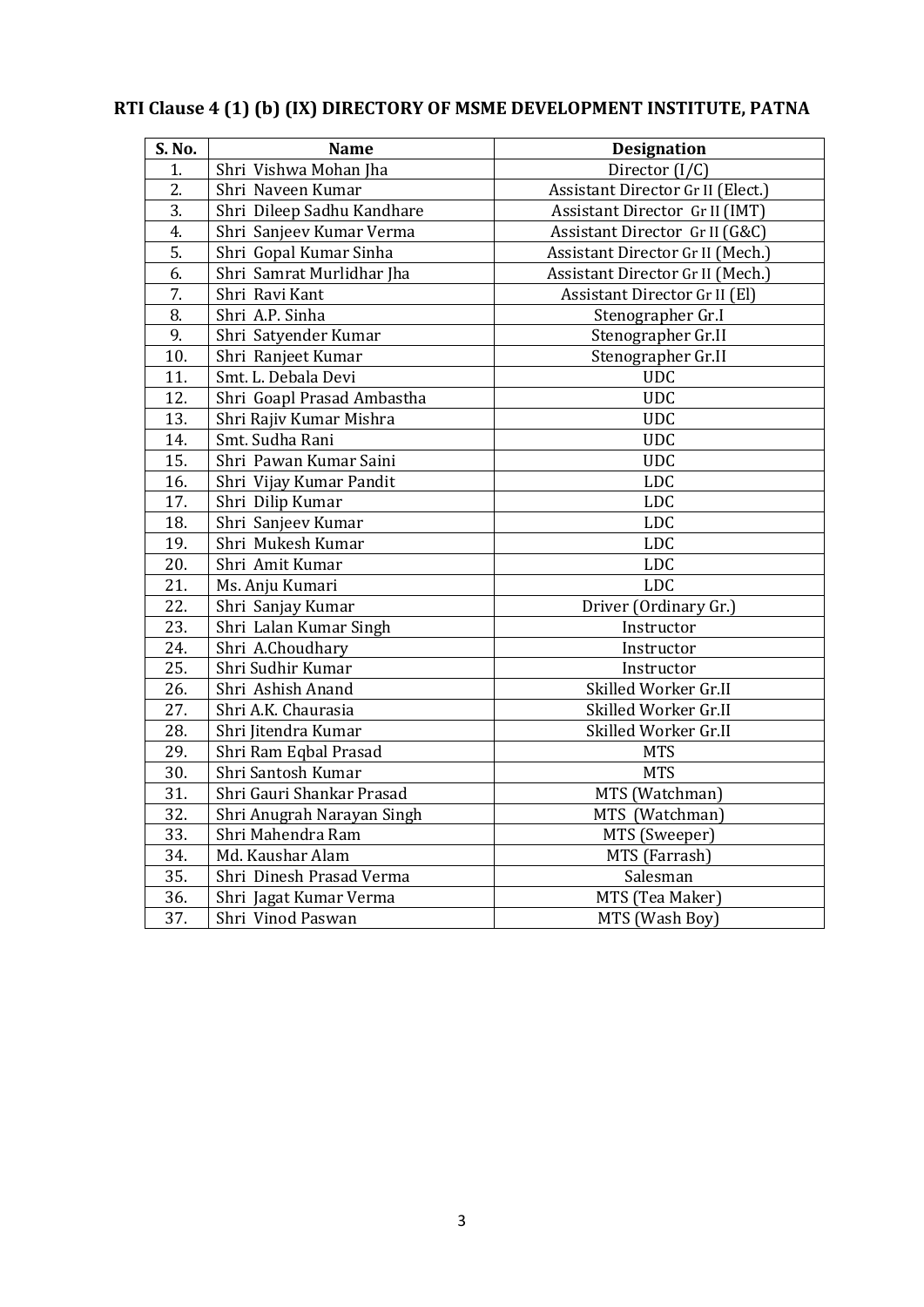## RTI Clause 4 (1) (b) (IX) DIRECTORY OF MSME DEVELOPMENT INSTITUTE, PATNA

| S. No. | Name | Designation |
|---|---|---|
| 1. | Shri Vishwa Mohan Jha | Director (I/C) |
| 2. | Shri Naveen Kumar | Assistant Director Gr II (Elect.) |
| 3. | Shri Dileep Sadhu Kandhare | Assistant Director Gr II (IMT) |
| 4. | Shri Sanjeev Kumar Verma | Assistant Director Gr II (G&C) |
| 5. | Shri Gopal Kumar Sinha | Assistant Director Gr II (Mech.) |
| 6. | Shri Samrat Murlidhar Jha | Assistant Director Gr II (Mech.) |
| 7. | Shri Ravi Kant | Assistant Director Gr II (El) |
| 8. | Shri A.P. Sinha | Stenographer Gr.I |
| 9. | Shri Satyender Kumar | Stenographer Gr.II |
| 10. | Shri Ranjeet Kumar | Stenographer Gr.II |
| 11. | Smt. L. Debala Devi | UDC |
| 12. | Shri Goapl Prasad Ambastha | UDC |
| 13. | Shri Rajiv Kumar Mishra | UDC |
| 14. | Smt. Sudha Rani | UDC |
| 15. | Shri Pawan Kumar Saini | UDC |
| 16. | Shri Vijay Kumar Pandit | LDC |
| 17. | Shri Dilip Kumar | LDC |
| 18. | Shri Sanjeev Kumar | LDC |
| 19. | Shri Mukesh Kumar | LDC |
| 20. | Shri Amit Kumar | LDC |
| 21. | Ms. Anju Kumari | LDC |
| 22. | Shri Sanjay Kumar | Driver (Ordinary Gr.) |
| 23. | Shri Lalan Kumar Singh | Instructor |
| 24. | Shri A.Choudhary | Instructor |
| 25. | Shri Sudhir Kumar | Instructor |
| 26. | Shri Ashish Anand | Skilled Worker Gr.II |
| 27. | Shri A.K. Chaurasia | Skilled Worker Gr.II |
| 28. | Shri Jitendra Kumar | Skilled Worker Gr.II |
| 29. | Shri Ram Eqbal Prasad | MTS |
| 30. | Shri Santosh Kumar | MTS |
| 31. | Shri Gauri Shankar Prasad | MTS (Watchman) |
| 32. | Shri Anugrah Narayan Singh | MTS (Watchman) |
| 33. | Shri Mahendra Ram | MTS (Sweeper) |
| 34. | Md. Kaushar Alam | MTS (Farrash) |
| 35. | Shri Dinesh Prasad Verma | Salesman |
| 36. | Shri Jagat Kumar Verma | MTS (Tea Maker) |
| 37. | Shri Vinod Paswan | MTS (Wash Boy) |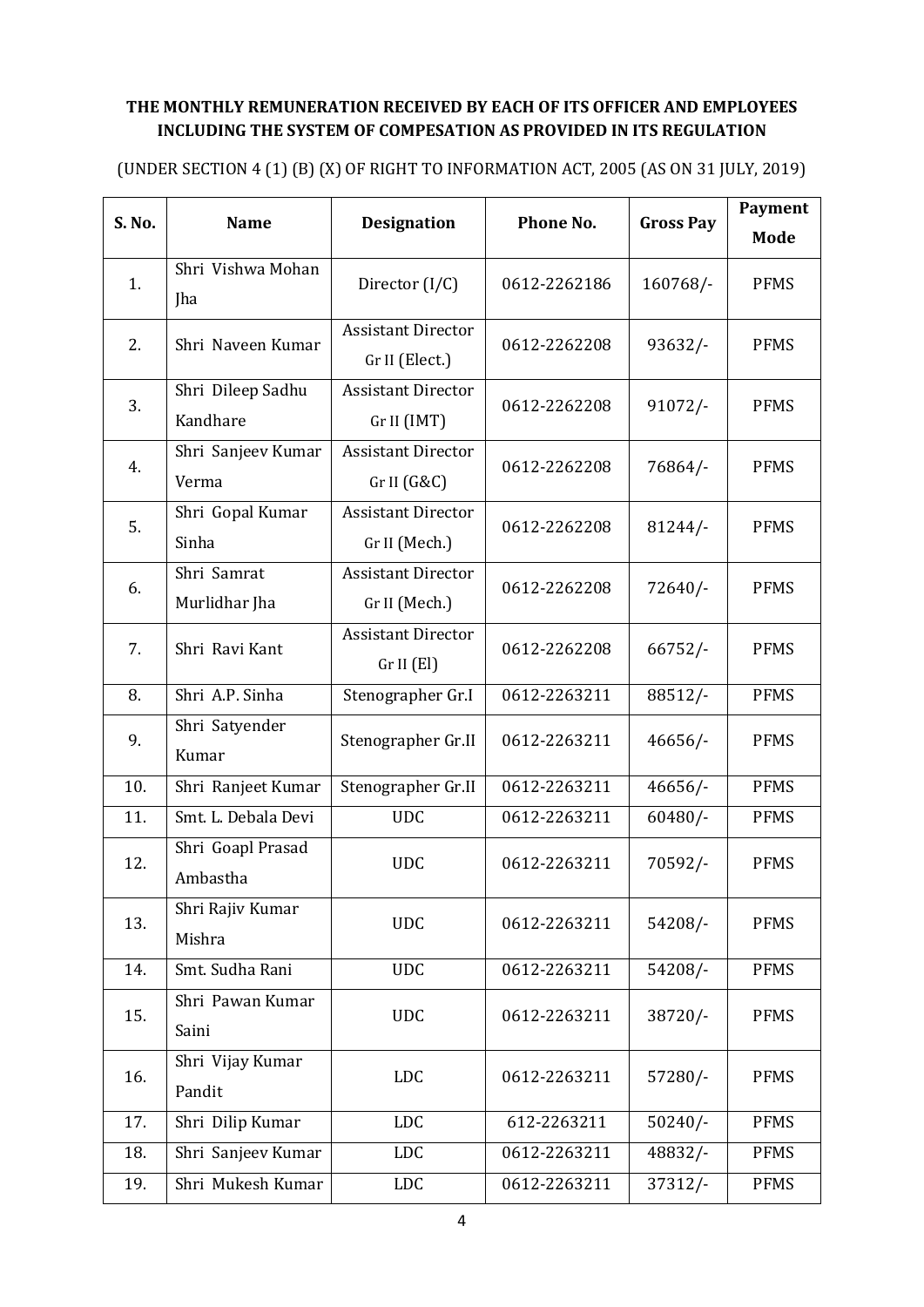**THE MONTHLY REMUNERATION RECEIVED BY EACH OF ITS OFFICER AND EMPLOYEES INCLUDING THE SYSTEM OF COMPESATION AS PROVIDED IN ITS REGULATION**

(UNDER SECTION 4 (1) (B) (X) OF RIGHT TO INFORMATION ACT, 2005 (AS ON 31 JULY, 2019)

| S. No. | Name | Designation | Phone No. | Gross Pay | Payment Mode |
|---|---|---|---|---|---|
| 1. | Shri Vishwa Mohan Jha | Director (I/C) | 0612-2262186 | 160768/- | PFMS |
| 2. | Shri Naveen Kumar | Assistant Director Gr II (Elect.) | 0612-2262208 | 93632/- | PFMS |
| 3. | Shri Dileep Sadhu Kandhare | Assistant Director Gr II (IMT) | 0612-2262208 | 91072/- | PFMS |
| 4. | Shri Sanjeev Kumar Verma | Assistant Director Gr II (G&C) | 0612-2262208 | 76864/- | PFMS |
| 5. | Shri Gopal Kumar Sinha | Assistant Director Gr II (Mech.) | 0612-2262208 | 81244/- | PFMS |
| 6. | Shri Samrat Murlidhar Jha | Assistant Director Gr II (Mech.) | 0612-2262208 | 72640/- | PFMS |
| 7. | Shri Ravi Kant | Assistant Director Gr II (El) | 0612-2262208 | 66752/- | PFMS |
| 8. | Shri A.P. Sinha | Stenographer Gr.I | 0612-2263211 | 88512/- | PFMS |
| 9. | Shri Satyender Kumar | Stenographer Gr.II | 0612-2263211 | 46656/- | PFMS |
| 10. | Shri Ranjeet Kumar | Stenographer Gr.II | 0612-2263211 | 46656/- | PFMS |
| 11. | Smt. L. Debala Devi | UDC | 0612-2263211 | 60480/- | PFMS |
| 12. | Shri Goapl Prasad Ambastha | UDC | 0612-2263211 | 70592/- | PFMS |
| 13. | Shri Rajiv Kumar Mishra | UDC | 0612-2263211 | 54208/- | PFMS |
| 14. | Smt. Sudha Rani | UDC | 0612-2263211 | 54208/- | PFMS |
| 15. | Shri Pawan Kumar Saini | UDC | 0612-2263211 | 38720/- | PFMS |
| 16. | Shri Vijay Kumar Pandit | LDC | 0612-2263211 | 57280/- | PFMS |
| 17. | Shri Dilip Kumar | LDC | 612-2263211 | 50240/- | PFMS |
| 18. | Shri Sanjeev Kumar | LDC | 0612-2263211 | 48832/- | PFMS |
| 19. | Shri Mukesh Kumar | LDC | 0612-2263211 | 37312/- | PFMS |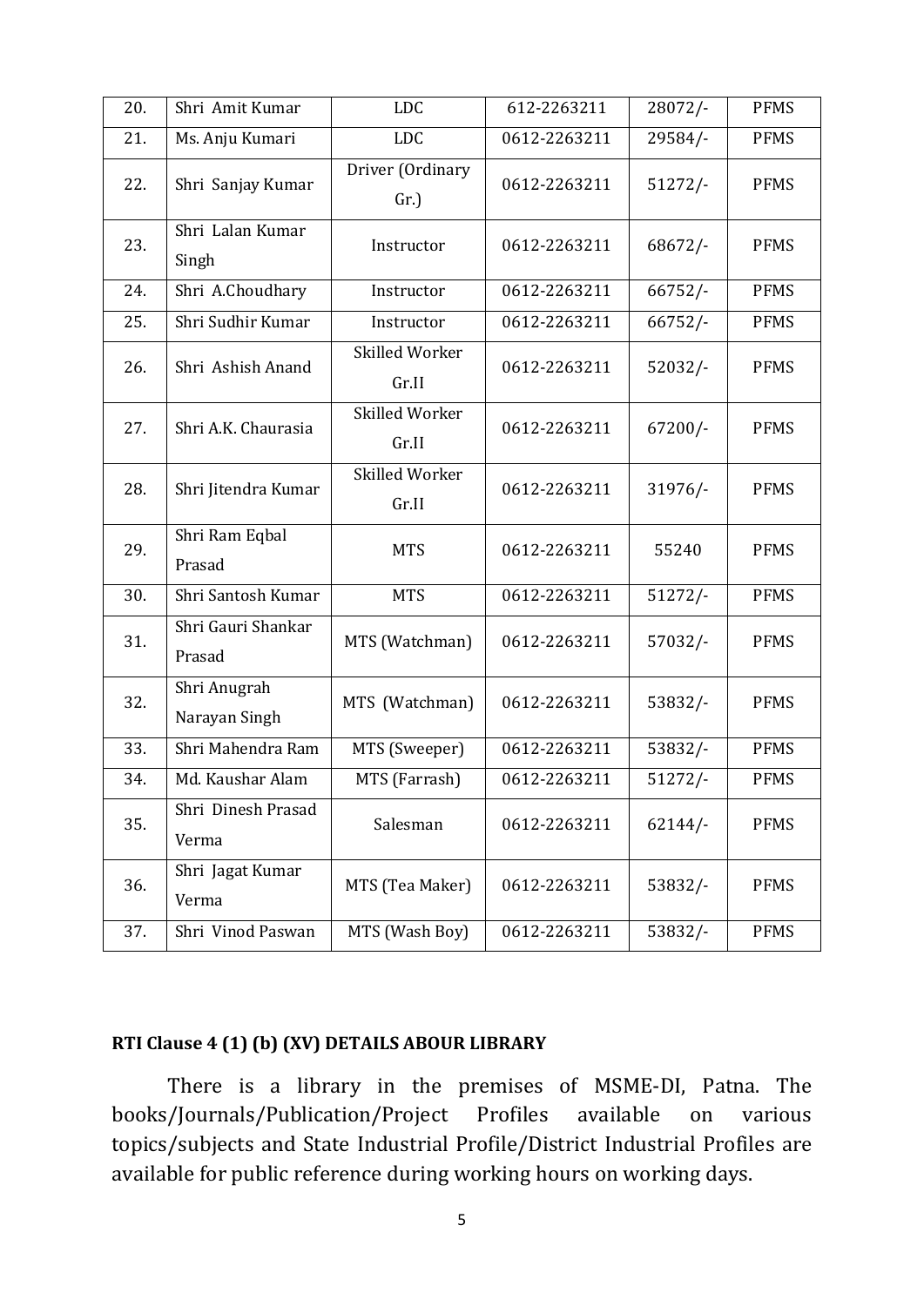| | | | | | |
|---|---|---|---|---|---|
| 20. | Shri Amit Kumar | LDC | 612-2263211 | 28072/- | PFMS |
| 21. | Ms. Anju Kumari | LDC | 0612-2263211 | 29584/- | PFMS |
| 22. | Shri Sanjay Kumar | Driver (Ordinary Gr.) | 0612-2263211 | 51272/- | PFMS |
| 23. | Shri Lalan Kumar Singh | Instructor | 0612-2263211 | 68672/- | PFMS |
| 24. | Shri A.Choudhary | Instructor | 0612-2263211 | 66752/- | PFMS |
| 25. | Shri Sudhir Kumar | Instructor | 0612-2263211 | 66752/- | PFMS |
| 26. | Shri Ashish Anand | Skilled Worker Gr.II | 0612-2263211 | 52032/- | PFMS |
| 27. | Shri A.K. Chaurasia | Skilled Worker Gr.II | 0612-2263211 | 67200/- | PFMS |
| 28. | Shri Jitendra Kumar | Skilled Worker Gr.II | 0612-2263211 | 31976/- | PFMS |
| 29. | Shri Ram Eqbal Prasad | MTS | 0612-2263211 | 55240 | PFMS |
| 30. | Shri Santosh Kumar | MTS | 0612-2263211 | 51272/- | PFMS |
| 31. | Shri Gauri Shankar Prasad | MTS (Watchman) | 0612-2263211 | 57032/- | PFMS |
| 32. | Shri Anugrah Narayan Singh | MTS (Watchman) | 0612-2263211 | 53832/- | PFMS |
| 33. | Shri Mahendra Ram | MTS (Sweeper) | 0612-2263211 | 53832/- | PFMS |
| 34. | Md. Kaushar Alam | MTS (Farrash) | 0612-2263211 | 51272/- | PFMS |
| 35. | Shri Dinesh Prasad Verma | Salesman | 0612-2263211 | 62144/- | PFMS |
| 36. | Shri Jagat Kumar Verma | MTS (Tea Maker) | 0612-2263211 | 53832/- | PFMS |
| 37. | Shri Vinod Paswan | MTS (Wash Boy) | 0612-2263211 | 53832/- | PFMS |

**RTI Clause 4 (1) (b) (XV) DETAILS ABOUR LIBRARY**

There is a library in the premises of MSME-DI, Patna. The books/Journals/Publication/Project Profiles available on various topics/subjects and State Industrial Profile/District Industrial Profiles are available for public reference during working hours on working days.